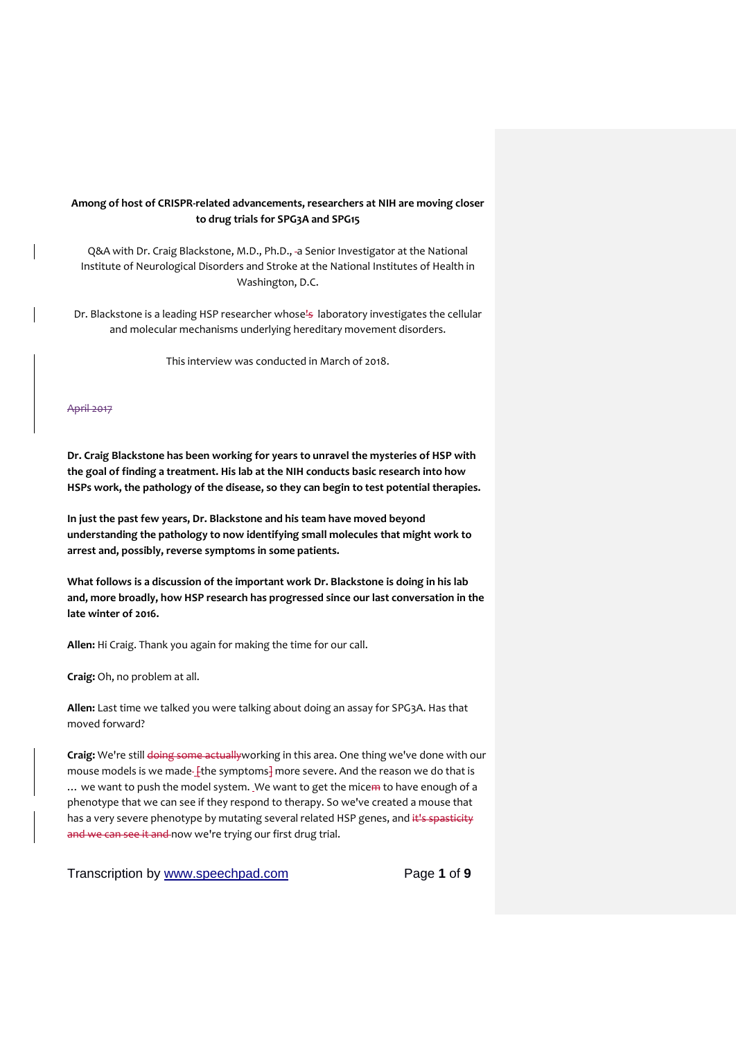**Among of host of CRISPR-related advancements, researchers at NIH are moving closer to drug trials for SPG3A and SPG15**

Q&A with Dr. Craig Blackstone, M.D., Ph.D., a Senior Investigator at the National Institute of Neurological Disorders and Stroke at the National Institutes of Health in Washington, D.C.

Dr. Blackstone is a leading HSP researcher whose~~'s~~ laboratory investigates the cellular and molecular mechanisms underlying hereditary movement disorders.

This interview was conducted in March of 2018.

~~April 2017~~

**Dr. Craig Blackstone has been working for years to unravel the mysteries of HSP with the goal of finding a treatment. His lab at the NIH conducts basic research into how HSPs work, the pathology of the disease, so they can begin to test potential therapies.**

**In just the past few years, Dr. Blackstone and his team have moved beyond understanding the pathology to now identifying small molecules that might work to arrest and, possibly, reverse symptoms in some patients.**

**What follows is a discussion of the important work Dr. Blackstone is doing in his lab and, more broadly, how HSP research has progressed since our last conversation in the late winter of 2016.**

**Allen:** Hi Craig. Thank you again for making the time for our call.

**Craig:** Oh, no problem at all.

**Allen:** Last time we talked you were talking about doing an assay for SPG3A. Has that moved forward?

**Craig:** We're still ~~doing some actually~~working in this area. One thing we've done with our mouse models is we made [the symptoms] more severe. And the reason we do that is … we want to push the model system. We want to get the mice~~m~~ to have enough of a phenotype that we can see if they respond to therapy. So we've created a mouse that has a very severe phenotype by mutating several related HSP genes, and ~~it's spasticity and we can see it and~~ now we're trying our first drug trial.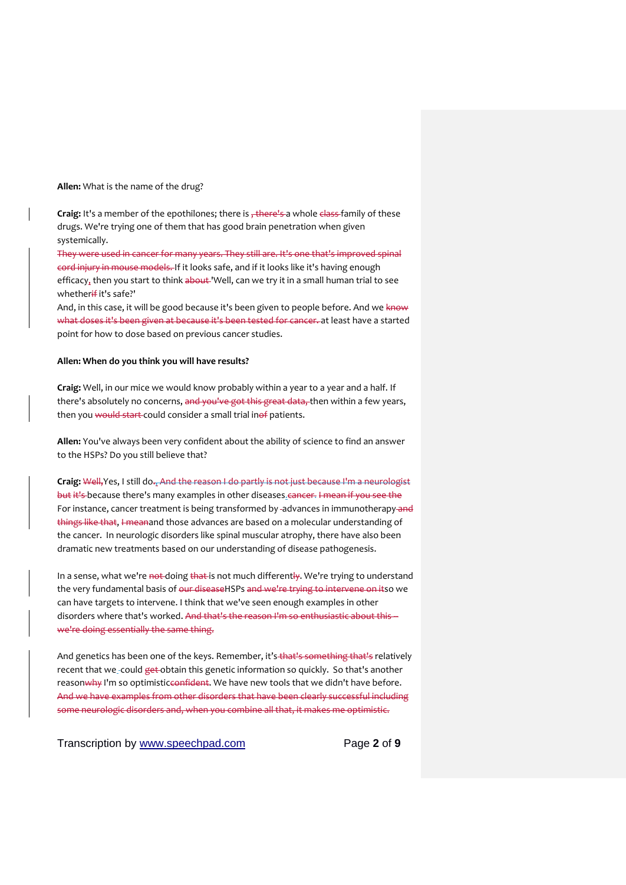**Allen:** What is the name of the drug?

**Craig:** It's a member of the epothilones; there is ~~, there's~~ a whole ~~class~~ family of these drugs. We're trying one of them that has good brain penetration when given systemically.
~~They were used in cancer for many years. They still are. It's one that's improved spinal cord injury in mouse models.~~ If it looks safe, and if it looks like it's having enough efficacy, then you start to think ~~about~~ 'Well, can we try it in a small human trial to see whether~~if~~ it's safe?'
And, in this case, it will be good because it's been given to people before. And we ~~know what doses it's been given at because it's been tested for cancer.~~ at least have a started point for how to dose based on previous cancer studies.

**Allen: When do you think you will have results?**

**Craig:** Well, in our mice we would know probably within a year to a year and a half. If there's absolutely no concerns, ~~and you've got this great data,~~ then within a few years, then you ~~would start~~ could consider a small trial in~~of~~ patients.

**Allen:** You've always been very confident about the ability of science to find an answer to the HSPs? Do you still believe that?

**Craig:** ~~Well,~~Yes, I still do. ~~, And the reason I do partly is not just because I'm a neurologist but it's~~ because there's many examples in other diseases. ~~cancer. I mean if you see the~~ For instance, cancer treatment is being transformed by advances in immunotherapy ~~and things like that~~, ~~I mean~~and those advances are based on a molecular understanding of the cancer. In neurologic disorders like spinal muscular atrophy, there have also been dramatic new treatments based on our understanding of disease pathogenesis.

In a sense, what we're ~~not~~ doing ~~that~~ is not much different~~ly~~. We're trying to understand the very fundamental basis of ~~our disease~~HSPs ~~and we're trying to intervene on it~~so we can have targets to intervene. I think that we've seen enough examples in other disorders where that's worked. ~~And that's the reason I'm so enthusiastic about this -- we're doing essentially the same thing.~~

And genetics has been one of the keys. Remember, it's ~~that's something that's~~ relatively recent that we could ~~get~~ obtain this genetic information so quickly. So that's another reason~~why~~ I'm so optimistic~~confident~~. We have new tools that we didn't have before. ~~And we have examples from other disorders that have been clearly successful including some neurologic disorders and, when you combine all that, it makes me optimistic.~~

Transcription by www.speechpad.com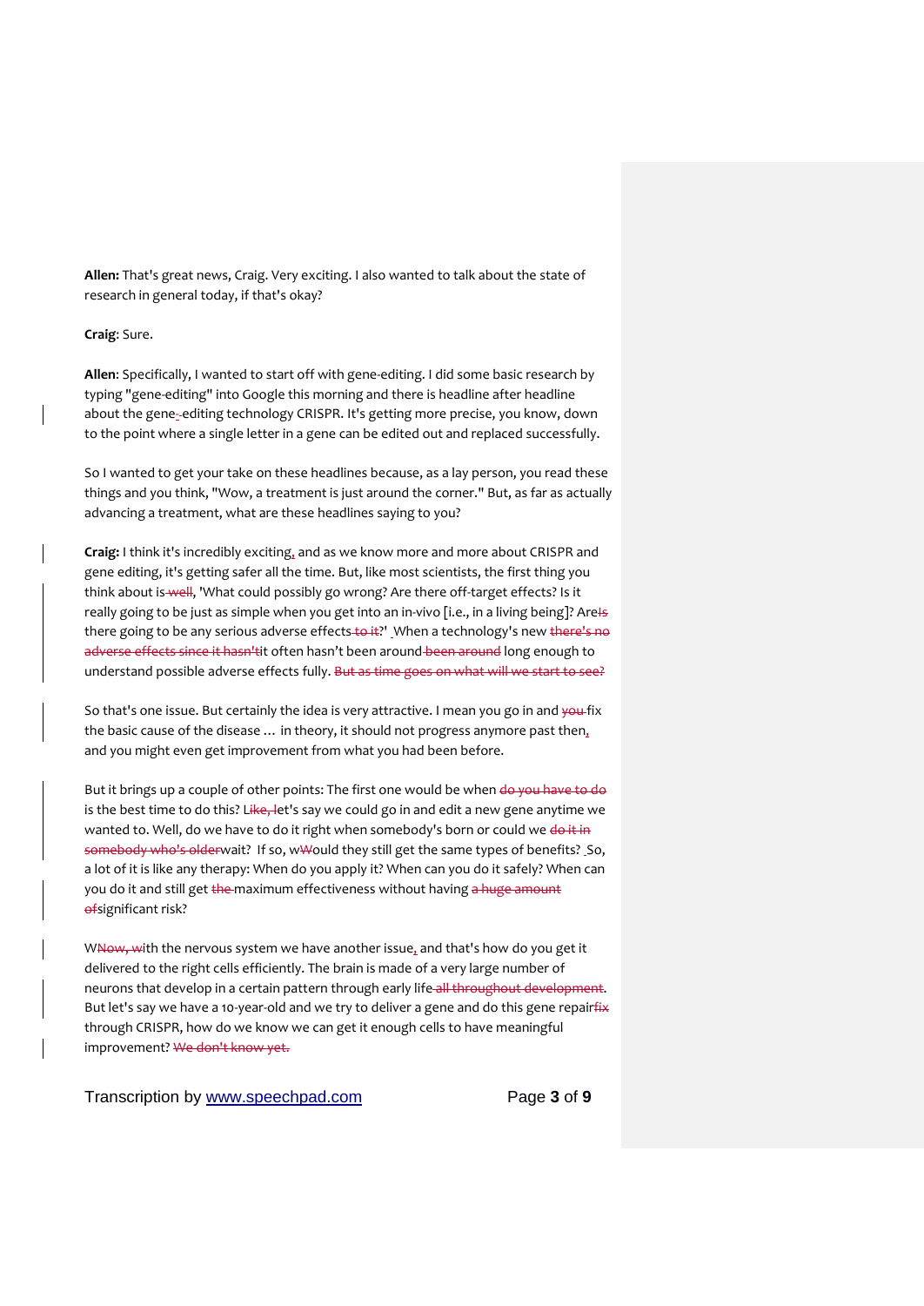**Allen:** That's great news, Craig. Very exciting. I also wanted to talk about the state of research in general today, if that's okay?

**Craig**: Sure.

**Allen**: Specifically, I wanted to start off with gene-editing. I did some basic research by typing "gene-editing" into Google this morning and there is headline after headline about the gene-editing technology CRISPR. It's getting more precise, you know, down to the point where a single letter in a gene can be edited out and replaced successfully.

So I wanted to get your take on these headlines because, as a lay person, you read these things and you think, "Wow, a treatment is just around the corner." But, as far as actually advancing a treatment, what are these headlines saying to you?

**Craig:** I think it's incredibly exciting, and as we know more and more about CRISPR and gene editing, it's getting safer all the time. But, like most scientists, the first thing you think about is~~ well~~, 'What could possibly go wrong? Are there off-target effects? Is it really going to be just as simple when you get into an in-vivo [i.e., in a living being]? Are~~Is~~ there going to be any serious adverse effects~~ to it~~?' When a technology's new ~~there's no adverse effects since it hasn't~~it often hasn't been around~~ been around~~ long enough to understand possible adverse effects fully. ~~But as time goes on what will we start to see?~~

So that's one issue. But certainly the idea is very attractive. I mean you go in and ~~you ~~fix the basic cause of the disease … in theory, it should not progress anymore past then, and you might even get improvement from what you had been before.

But it brings up a couple of other points: The first one would be when ~~do you have to do~~ is the best time to do this? L~~ike, l~~et's say we could go in and edit a new gene anytime we wanted to. Well, do we have to do it right when somebody's born or could we ~~do it in somebody who's older~~wait? If so, w~~W~~ould they still get the same types of benefits? So, a lot of it is like any therapy: When do you apply it? When can you do it safely? When can you do it and still get ~~the ~~maximum effectiveness without having ~~a huge amount of~~significant risk?

W~~Now, w~~ith the nervous system we have another issue, and that's how do you get it delivered to the right cells efficiently. The brain is made of a very large number of neurons that develop in a certain pattern through early life~~ all throughout development~~. But let's say we have a 10-year-old and we try to deliver a gene and do this gene repair~~fix~~ through CRISPR, how do we know we can get it enough cells to have meaningful improvement? ~~We don't know yet.~~

Transcription by [www.speechpad.com](http://www.speechpad.com)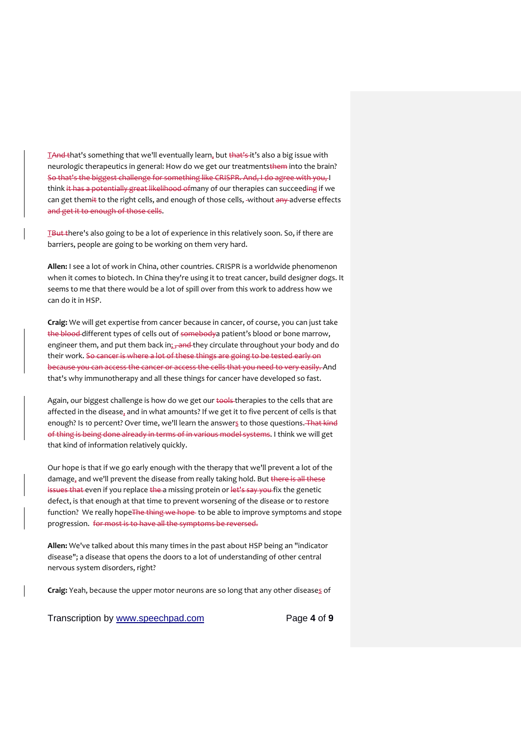T~~And t~~hat's something that we'll eventually learn, but ~~that's~~ it's also a big issue with neurologic therapeutics in general: How do we get our treatments~~them~~ into the brain? ~~So that's the biggest challenge for something like CRISPR. And, I do agree with you,~~ I think ~~it has a potentially great likelihood of~~many of our therapies can succeed~~ing~~ if we can get them~~it~~ to the right cells, and enough of those cells, ~~-~~without ~~any~~ adverse effects ~~and get it to enough of those cells~~.

T~~But t~~here's also going to be a lot of experience in this relatively soon. So, if there are barriers, people are going to be working on them very hard.

**Allen:** I see a lot of work in China, other countries. CRISPR is a worldwide phenomenon when it comes to biotech. In China they're using it to treat cancer, build designer dogs. It seems to me that there would be a lot of spill over from this work to address how we can do it in HSP.

**Craig:** We will get expertise from cancer because in cancer, of course, you can just take ~~the blood~~ different types of cells out of ~~somebody~~a patient's blood or bone marrow, engineer them, and put them back in; ~~, and~~ they circulate throughout your body and do their work. ~~So cancer is where a lot of these things are going to be tested early on because you can access the cancer or access the cells that you need to very easily.~~ And that's why immunotherapy and all these things for cancer have developed so fast.

Again, our biggest challenge is how do we get our ~~tools~~ therapies to the cells that are affected in the disease, and in what amounts? If we get it to five percent of cells is that enough? Is 10 percent? Over time, we'll learn the answers to those questions. ~~That kind of thing is being done already in terms of in various model systems.~~ I think we will get that kind of information relatively quickly.

Our hope is that if we go early enough with the therapy that we'll prevent a lot of the damage, and we'll prevent the disease from really taking hold. But ~~there is all these issues that~~ even if you replace ~~the~~ a missing protein or ~~let's say you~~ fix the genetic defect, is that enough at that time to prevent worsening of the disease or to restore function? We really hope~~The thing we hope~~ to be able to improve symptoms and stope progression. ~~for most is to have all the symptoms be reversed.~~

**Allen:** We've talked about this many times in the past about HSP being an "indicator disease"; a disease that opens the doors to a lot of understanding of other central nervous system disorders, right?

**Craig:** Yeah, because the upper motor neurons are so long that any other diseases of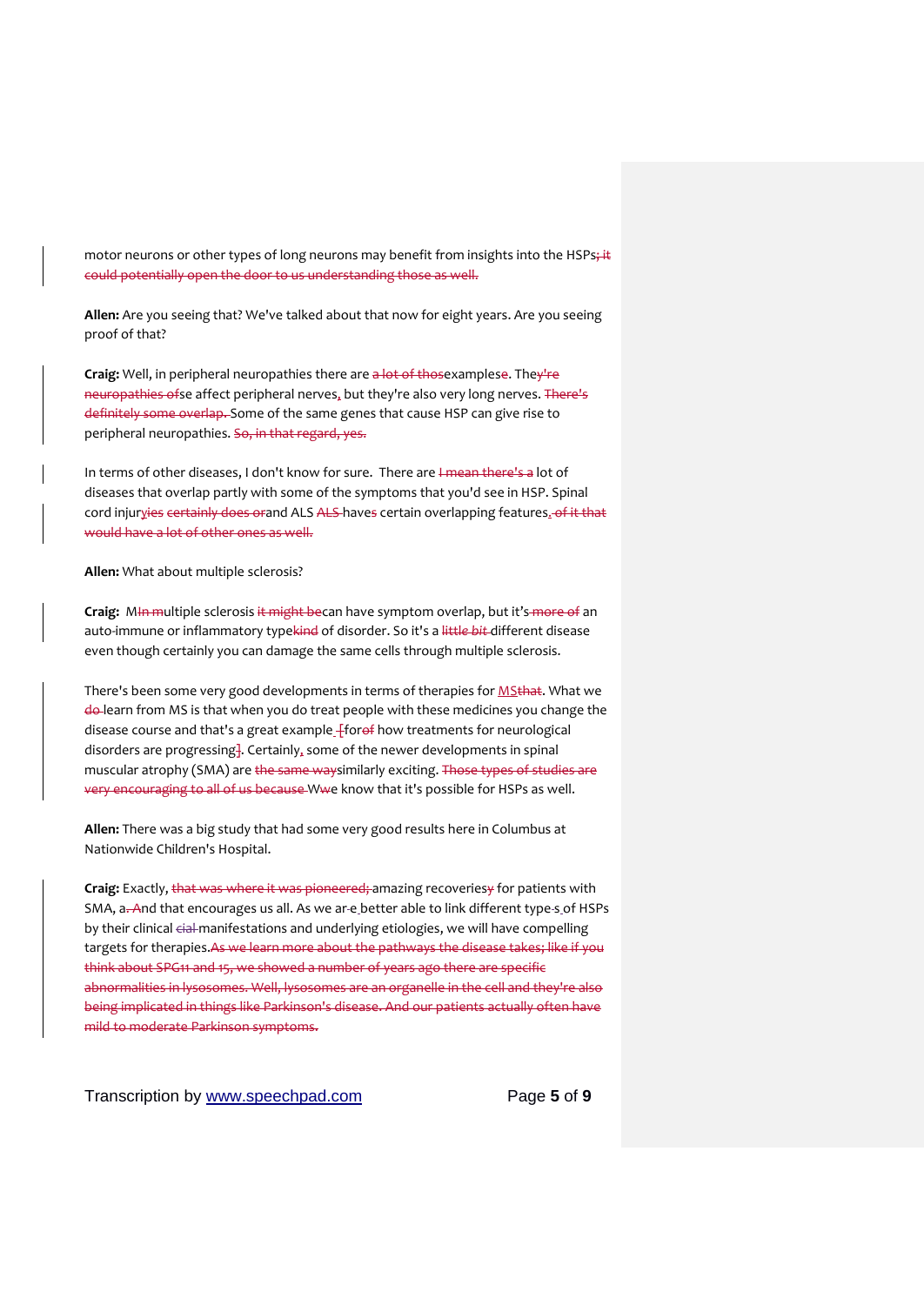motor neurons or other types of long neurons may benefit from insights into the HSPs~~; it could potentially open the door to us understanding those as well.~~

**Allen:** Are you seeing that? We've talked about that now for eight years. Are you seeing proof of that?

**Craig:** Well, in peripheral neuropathies there are ~~a lot of thos~~examplese. They~~'re neuropathies of~~se affect peripheral nerves, but they're also very long nerves. ~~There's definitely some overlap.~~ Some of the same genes that cause HSP can give rise to peripheral neuropathies. ~~So, in that regard, yes.~~

In terms of other diseases, I don't know for sure. There are ~~I mean there's a~~ lot of diseases that overlap partly with some of the symptoms that you'd see in HSP. Spinal cord injur~~y~~ies ~~certainly does or~~and ALS ~~ALS~~ haves certain overlapping features~~. of it that would have a lot of other ones as well.~~

**Allen:** What about multiple sclerosis?

**Craig:** M~~In m~~ultiple sclerosis ~~it might be~~can have symptom overlap, but it's ~~more of~~ an auto-immune or inflammatory type~~kind~~ of disorder. So it's a ~~*little bit*~~ different disease even though certainly you can damage the same cells through multiple sclerosis.

There's been some very good developments in terms of therapies for MS~~that~~. What we ~~do~~ learn from MS is that when you do treat people with these medicines you change the disease course and that's a great example ~~[~~for~~of~~ how treatments for neurological disorders are progressing~~]~~. Certainly, some of the newer developments in spinal muscular atrophy (SMA) are ~~the same way~~similarly exciting. ~~Those types of studies are very encouraging to all of us because~~ W~~w~~e know that it's possible for HSPs as well.

**Allen:** There was a big study that had some very good results here in Columbus at Nationwide Children's Hospital.

**Craig:** Exactly, ~~that was where it was pioneered;~~ amazing recoveries~~y~~ for patients with SMA, a~~. A~~nd that encourages us all. As we are better able to link different type~~s~~ of HSPs by their clinical ~~cial~~ manifestations and underlying etiologies, we will have compelling targets for therapies.~~As we learn more about the pathways the disease takes; like if you think about SPG11 and 15, we showed a number of years ago there are specific abnormalities in lysosomes. Well, lysosomes are an organelle in the cell and they're also being implicated in things like Parkinson's disease. And our patients actually often have mild to moderate Parkinson symptoms.~~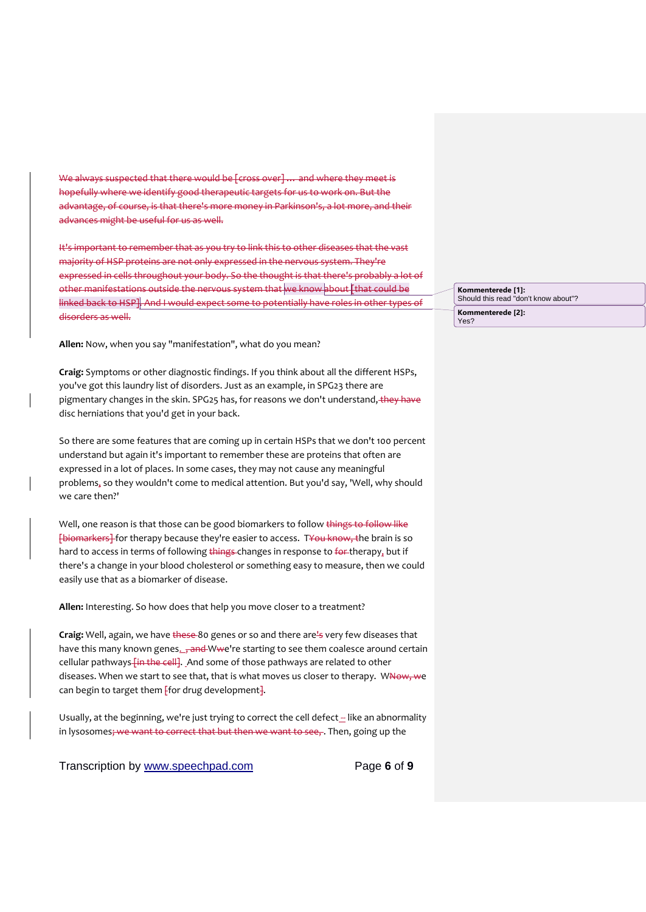~~We always suspected that there would be [cross over] … and where they meet is hopefully where we identify good therapeutic targets for us to work on. But the advantage, of course, is that there's more money in Parkinson's, a lot more, and their advances might be useful for us as well.~~

~~It's important to remember that as you try to link this to other diseases that the vast majority of HSP proteins are not only expressed in the nervous system. They're expressed in cells throughout your body. So the thought is that there's probably a lot of other manifestations outside the nervous system that we know about [that could be linked back to HSP]. And I would expect some to potentially have roles in other types of disorders as well.~~

> **Kommenterede [1]:** Should this read "don't know about"?
>
> **Kommenterede [2]:** Yes?

**Allen:** Now, when you say "manifestation", what do you mean?

**Craig:** Symptoms or other diagnostic findings. If you think about all the different HSPs, you've got this laundry list of disorders. Just as an example, in SPG23 there are pigmentary changes in the skin. SPG25 has, for reasons we don't understand, ~~they have~~ disc herniations that you'd get in your back.

So there are some features that are coming up in certain HSPs that we don't 100 percent understand but again it's important to remember these are proteins that often are expressed in a lot of places. In some cases, they may not cause any meaningful problems, so they wouldn't come to medical attention. But you'd say, 'Well, why should we care then?'

Well, one reason is that those can be good biomarkers to follow ~~things to follow like [biomarkers]~~ for therapy because they're easier to access. T~~You know, t~~he brain is so hard to access in terms of following ~~things~~ changes in response to ~~for~~ therapy, but if there's a change in your blood cholesterol or something easy to measure, then we could easily use that as a biomarker of disease.

**Allen:** Interesting. So how does that help you move closer to a treatment?

**Craig:** Well, again, we have ~~these~~ 80 genes or so and there are~~'s~~ very few diseases that have this many known genes. ~~, and~~ W~~w~~e're starting to see them coalesce around certain cellular pathways ~~[in the cell]~~. And some of those pathways are related to other diseases. When we start to see that, that is what moves us closer to therapy. W~~Now, w~~e can begin to target them ~~[~~for drug development~~]~~.

Usually, at the beginning, we're just trying to correct the cell defect – like an abnormality in lysosomes~~; we want to correct that but then we want to see,~~. Then, going up the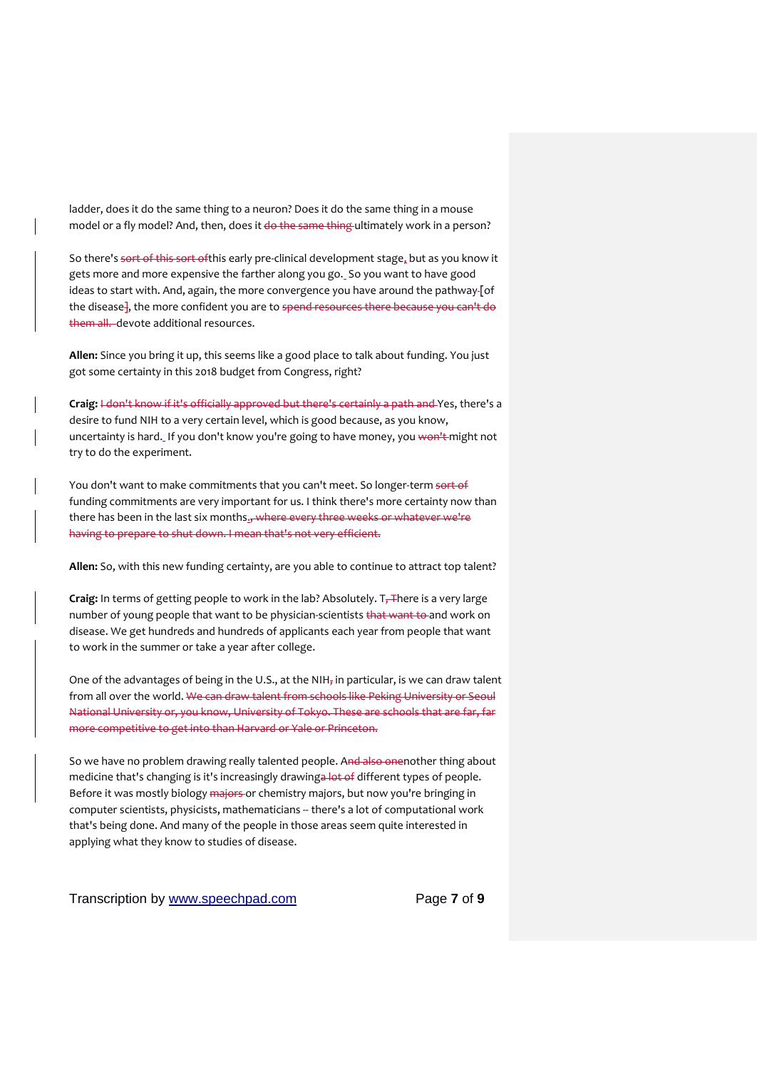ladder, does it do the same thing to a neuron? Does it do the same thing in a mouse model or a fly model? And, then, does it ~~do the same thing~~ ultimately work in a person?

So there's ~~sort of this sort of~~this early pre-clinical development stage, but as you know it gets more and more expensive the farther along you go. So you want to have good ideas to start with. And, again, the more convergence you have around the pathway [of the disease], the more confident you are to ~~spend resources there because you can't do them all.~~ devote additional resources.

**Allen:** Since you bring it up, this seems like a good place to talk about funding. You just got some certainty in this 2018 budget from Congress, right?

**Craig:** ~~I don't know if it's officially approved but there's certainly a path and~~ Yes, there's a desire to fund NIH to a very certain level, which is good because, as you know, uncertainty is hard. If you don't know you're going to have money, you ~~won't~~ might not try to do the experiment.

You don't want to make commitments that you can't meet. So longer-term ~~sort of~~ funding commitments are very important for us. I think there's more certainty now than there has been in the last six months.~~, where every three weeks or whatever we're having to prepare to shut down. I mean that's not very efficient.~~

**Allen:** So, with this new funding certainty, are you able to continue to attract top talent?

**Craig:** In terms of getting people to work in the lab? Absolutely. T~~, T~~here is a very large number of young people that want to be physician-scientists ~~that want to~~ and work on disease. We get hundreds and hundreds of applicants each year from people that want to work in the summer or take a year after college.

One of the advantages of being in the U.S., at the NIH~~,~~ in particular, is we can draw talent from all over the world. ~~We can draw talent from schools like Peking University or Seoul National University or, you know, University of Tokyo. These are schools that are far, far more competitive to get into than Harvard or Yale or Princeton.~~

So we have no problem drawing really talented people. A~~nd also one~~nother thing about medicine that's changing is it's increasingly drawing~~a lot of~~ different types of people. Before it was mostly biology ~~majors~~ or chemistry majors, but now you're bringing in computer scientists, physicists, mathematicians -- there's a lot of computational work that's being done. And many of the people in those areas seem quite interested in applying what they know to studies of disease.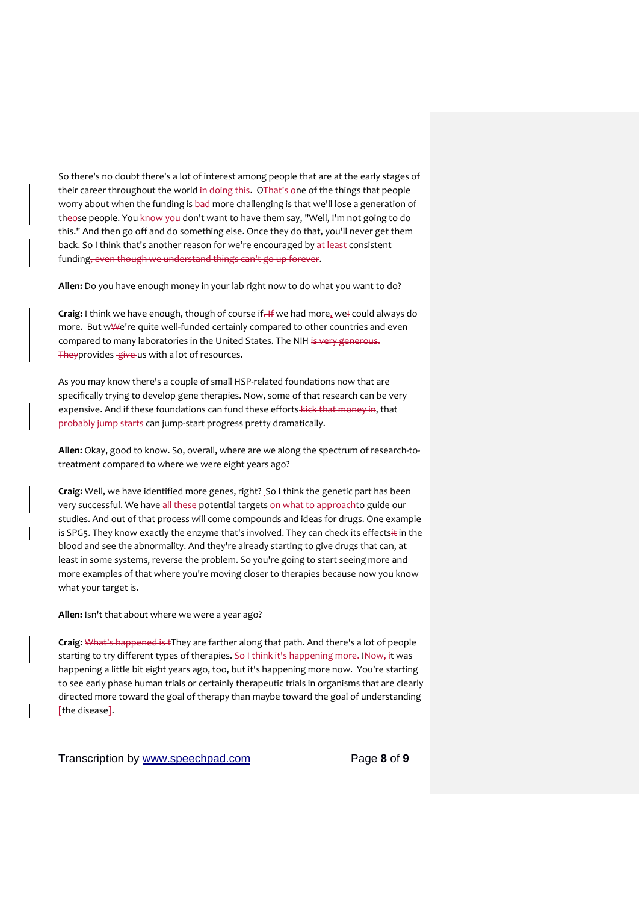So there's no doubt there's a lot of interest among people that are at the early stages of their career throughout the world ~~in doing this~~. O~~That's o~~ne of the things that people worry about when the funding is ~~bad~~ more challenging is that we'll lose a generation of th~~e~~ose people. You ~~know you~~ don't want to have them say, "Well, I'm not going to do this." And then go off and do something else. Once they do that, you'll never get them back. So I think that's another reason for we're encouraged by ~~at least~~ consistent funding~~, even though we understand things can't go up forever~~.

**Allen:** Do you have enough money in your lab right now to do what you want to do?

**Craig:** I think we have enough, though of course if~~. If~~ we had more, we~~I~~ could always do more. But w~~We~~e're quite well-funded certainly compared to other countries and even compared to many laboratories in the United States. The NIH ~~is very generous. They~~provides ~~give~~ us with a lot of resources.

As you may know there's a couple of small HSP-related foundations now that are specifically trying to develop gene therapies. Now, some of that research can be very expensive. And if these foundations can fund these efforts ~~kick that money in~~, that ~~probably jump starts~~ can jump-start progress pretty dramatically.

**Allen:** Okay, good to know. So, overall, where are we along the spectrum of research-to-treatment compared to where we were eight years ago?

**Craig:** Well, we have identified more genes, right? So I think the genetic part has been very successful. We have ~~all these~~ potential targets ~~on what to approach~~to guide our studies. And out of that process will come compounds and ideas for drugs. One example is SPG5. They know exactly the enzyme that's involved. They can check its effects~~it~~ in the blood and see the abnormality. And they're already starting to give drugs that can, at least in some systems, reverse the problem. So you're going to start seeing more and more examples of that where you're moving closer to therapies because now you know what your target is.

**Allen:** Isn't that about where we were a year ago?

**Craig:** ~~What's happened is t~~They are farther along that path. And there's a lot of people starting to try different types of therapies. ~~So I think it's happening more. I~~Now, it was happening a little bit eight years ago, too, but it's happening more now. You're starting to see early phase human trials or certainly therapeutic trials in organisms that are clearly directed more toward the goal of therapy than maybe toward the goal of understanding ~~[~~the disease~~]~~.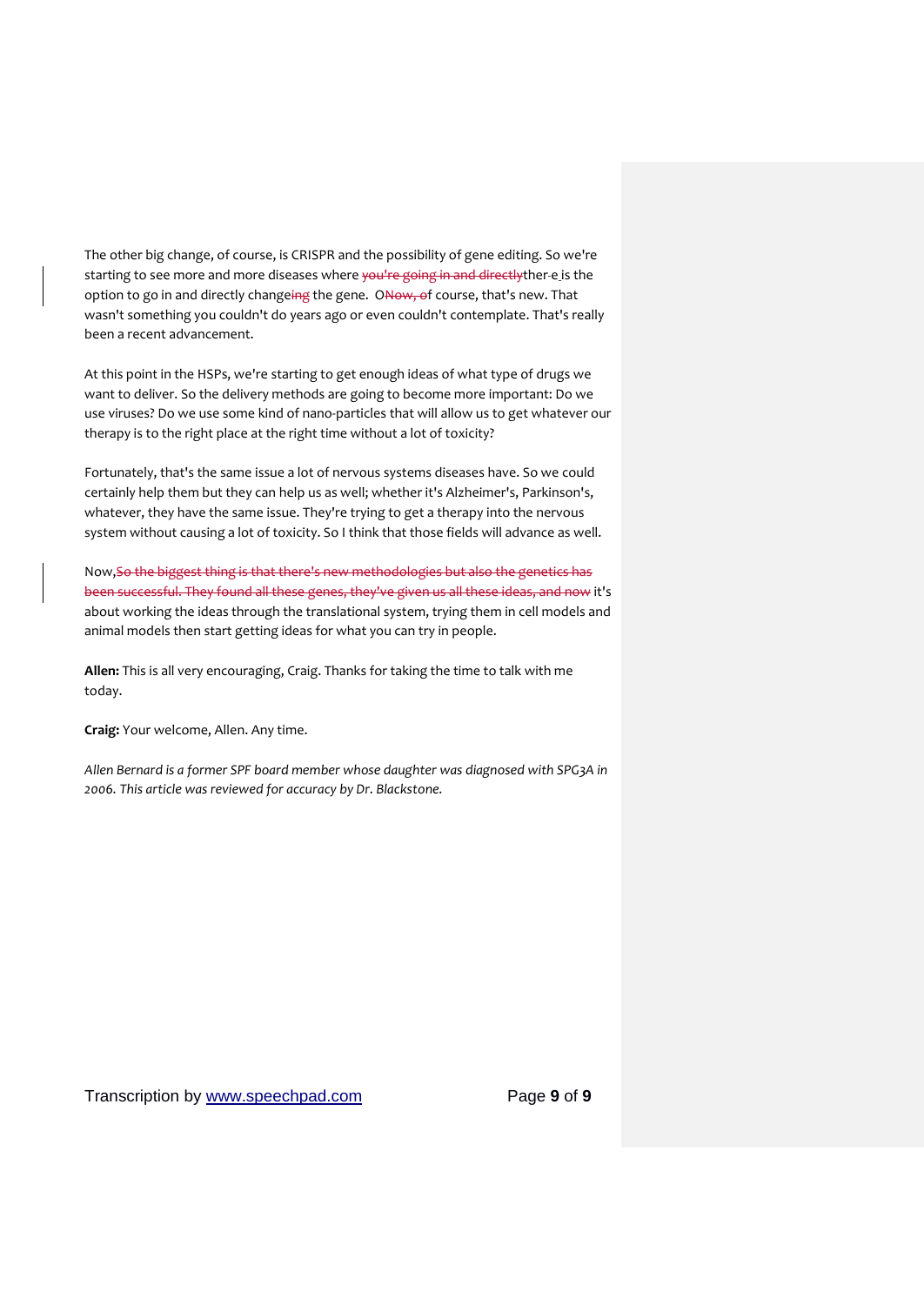The other big change, of course, is CRISPR and the possibility of gene editing. So we're starting to see more and more diseases where ~~you're going in and directly~~there is the option to go in and directly change~~ing~~ the gene. O~~Now, o~~f course, that's new. That wasn't something you couldn't do years ago or even couldn't contemplate. That's really been a recent advancement.

At this point in the HSPs, we're starting to get enough ideas of what type of drugs we want to deliver. So the delivery methods are going to become more important: Do we use viruses? Do we use some kind of nano-particles that will allow us to get whatever our therapy is to the right place at the right time without a lot of toxicity?

Fortunately, that's the same issue a lot of nervous systems diseases have. So we could certainly help them but they can help us as well; whether it's Alzheimer's, Parkinson's, whatever, they have the same issue. They're trying to get a therapy into the nervous system without causing a lot of toxicity. So I think that those fields will advance as well.

Now,~~So the biggest thing is that there's new methodologies but also the genetics has been successful. They found all these genes, they've given us all these ideas, and now~~ it's about working the ideas through the translational system, trying them in cell models and animal models then start getting ideas for what you can try in people.

**Allen:** This is all very encouraging, Craig. Thanks for taking the time to talk with me today.

**Craig:** Your welcome, Allen. Any time.

*Allen Bernard is a former SPF board member whose daughter was diagnosed with SPG3A in 2006. This article was reviewed for accuracy by Dr. Blackstone.*